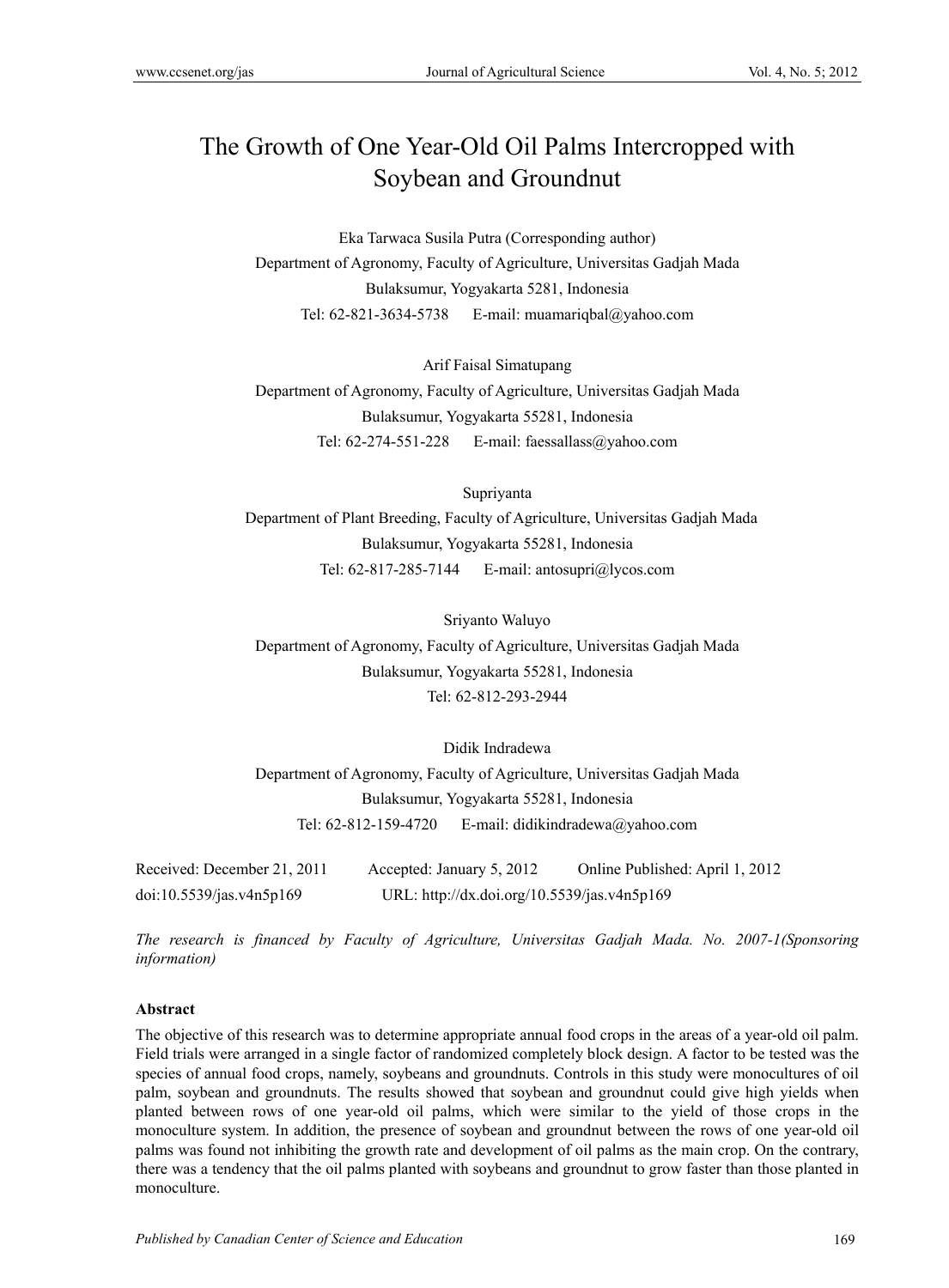# The Growth of One Year-Old Oil Palms Intercropped with Soybean and Groundnut

Eka Tarwaca Susila Putra (Corresponding author)
Department of Agronomy, Faculty of Agriculture, Universitas Gadjah Mada
Bulaksumur, Yogyakarta 5281, Indonesia
Tel: 62-821-3634-5738 E-mail: muamariqbal@yahoo.com

Arif Faisal Simatupang
Department of Agronomy, Faculty of Agriculture, Universitas Gadjah Mada
Bulaksumur, Yogyakarta 55281, Indonesia
Tel: 62-274-551-228 E-mail: faessallass@yahoo.com

Supriyanta
Department of Plant Breeding, Faculty of Agriculture, Universitas Gadjah Mada
Bulaksumur, Yogyakarta 55281, Indonesia
Tel: 62-817-285-7144 E-mail: antosupri@lycos.com

Sriyanto Waluyo
Department of Agronomy, Faculty of Agriculture, Universitas Gadjah Mada
Bulaksumur, Yogyakarta 55281, Indonesia
Tel: 62-812-293-2944

Didik Indradewa
Department of Agronomy, Faculty of Agriculture, Universitas Gadjah Mada
Bulaksumur, Yogyakarta 55281, Indonesia
Tel: 62-812-159-4720 E-mail: didikindradewa@yahoo.com

Received: December 21, 2011 Accepted: January 5, 2012 Online Published: April 1, 2012
doi:10.5539/jas.v4n5p169 URL: http://dx.doi.org/10.5539/jas.v4n5p169

*The research is financed by Faculty of Agriculture, Universitas Gadjah Mada. No. 2007-1(Sponsoring information)*

**Abstract**

The objective of this research was to determine appropriate annual food crops in the areas of a year-old oil palm. Field trials were arranged in a single factor of randomized completely block design. A factor to be tested was the species of annual food crops, namely, soybeans and groundnuts. Controls in this study were monocultures of oil palm, soybean and groundnuts. The results showed that soybean and groundnut could give high yields when planted between rows of one year-old oil palms, which were similar to the yield of those crops in the monoculture system. In addition, the presence of soybean and groundnut between the rows of one year-old oil palms was found not inhibiting the growth rate and development of oil palms as the main crop. On the contrary, there was a tendency that the oil palms planted with soybeans and groundnut to grow faster than those planted in monoculture.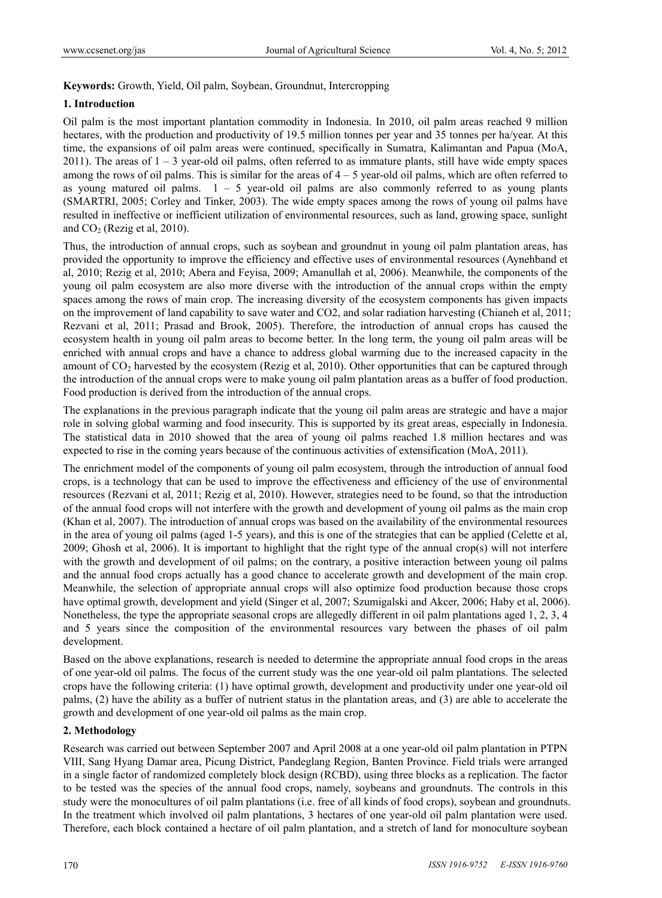**Keywords:** Growth, Yield, Oil palm, Soybean, Groundnut, Intercropping

## 1. Introduction

Oil palm is the most important plantation commodity in Indonesia. In 2010, oil palm areas reached 9 million hectares, with the production and productivity of 19.5 million tonnes per year and 35 tonnes per ha/year. At this time, the expansions of oil palm areas were continued, specifically in Sumatra, Kalimantan and Papua (MoA, 2011). The areas of 1 – 3 year-old oil palms, often referred to as immature plants, still have wide empty spaces among the rows of oil palms. This is similar for the areas of 4 – 5 year-old oil palms, which are often referred to as young matured oil palms. 1 – 5 year-old oil palms are also commonly referred to as young plants (SMARTRI, 2005; Corley and Tinker, 2003). The wide empty spaces among the rows of young oil palms have resulted in ineffective or inefficient utilization of environmental resources, such as land, growing space, sunlight and $CO_2$ (Rezig et al, 2010).

Thus, the introduction of annual crops, such as soybean and groundnut in young oil palm plantation areas, has provided the opportunity to improve the efficiency and effective uses of environmental resources (Aynehband et al, 2010; Rezig et al, 2010; Abera and Feyisa, 2009; Amanullah et al, 2006). Meanwhile, the components of the young oil palm ecosystem are also more diverse with the introduction of the annual crops within the empty spaces among the rows of main crop. The increasing diversity of the ecosystem components has given impacts on the improvement of land capability to save water and CO2, and solar radiation harvesting (Chianeh et al, 2011; Rezvani et al, 2011; Prasad and Brook, 2005). Therefore, the introduction of annual crops has caused the ecosystem health in young oil palm areas to become better. In the long term, the young oil palm areas will be enriched with annual crops and have a chance to address global warming due to the increased capacity in the amount of $CO_2$ harvested by the ecosystem (Rezig et al, 2010). Other opportunities that can be captured through the introduction of the annual crops were to make young oil palm plantation areas as a buffer of food production. Food production is derived from the introduction of the annual crops.

The explanations in the previous paragraph indicate that the young oil palm areas are strategic and have a major role in solving global warming and food insecurity. This is supported by its great areas, especially in Indonesia. The statistical data in 2010 showed that the area of young oil palms reached 1.8 million hectares and was expected to rise in the coming years because of the continuous activities of extensification (MoA, 2011).

The enrichment model of the components of young oil palm ecosystem, through the introduction of annual food crops, is a technology that can be used to improve the effectiveness and efficiency of the use of environmental resources (Rezvani et al, 2011; Rezig et al, 2010). However, strategies need to be found, so that the introduction of the annual food crops will not interfere with the growth and development of young oil palms as the main crop (Khan et al, 2007). The introduction of annual crops was based on the availability of the environmental resources in the area of young oil palm (aged 1-5 years), and this is one of the strategies that can be applied (Celette et al, 2009; Ghosh et al, 2006). It is important to highlight that the right type of the annual crop(s) will not interfere with the growth and development of oil palms; on the contrary, a positive interaction between young oil palms and the annual food crops actually has a good chance to accelerate growth and development of the main crop. Meanwhile, the selection of appropriate annual crops will also optimize food production because those crops have optimal growth, development and yield (Singer et al, 2007; Szumigalski and Akcer, 2006; Haby et al, 2006). Nonetheless, the type the appropriate seasonal crops are allegedly different in oil palm plantations aged 1, 2, 3, 4 and 5 years since the composition of the environmental resources vary between the phases of oil palm development.

Based on the above explanations, research is needed to determine the appropriate annual food crops in the areas of one year-old oil palms. The focus of the current study was the one year-old oil palm plantations. The selected crops have the following criteria: (1) have optimal growth, development and productivity under one year-old oil palms, (2) have the ability as a buffer of nutrient status in the plantation areas, and (3) are able to accelerate the growth and development of one year-old oil palms as the main crop.

## 2. Methodology

Research was carried out between September 2007 and April 2008 at a one year-old oil palm plantation in PTPN VIII, Sang Hyang Damar area, Picung District, Pandeglang Region, Banten Province. Field trials were arranged in a single factor of randomized completely block design (RCBD), using three blocks as a replication. The factor to be tested was the species of the annual food crops, namely, soybeans and groundnuts. The controls in this study were the monocultures of oil palm plantations (i.e. free of all kinds of food crops), soybean and groundnuts. In the treatment which involved oil palm plantations, 3 hectares of one year-old oil palm plantation were used. Therefore, each block contained a hectare of oil palm plantation, and a stretch of land for monoculture soybean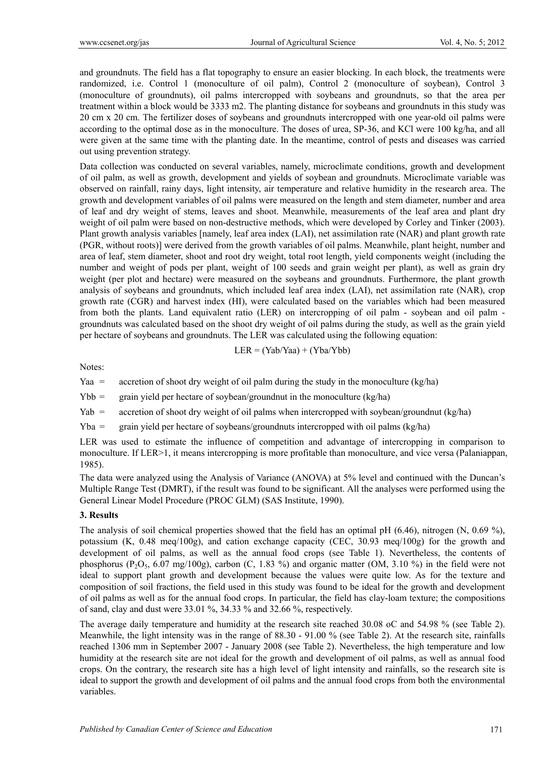and groundnuts. The field has a flat topography to ensure an easier blocking. In each block, the treatments were randomized, i.e. Control 1 (monoculture of oil palm), Control 2 (monoculture of soybean), Control 3 (monoculture of groundnuts), oil palms intercropped with soybeans and groundnuts, so that the area per treatment within a block would be 3333 m2. The planting distance for soybeans and groundnuts in this study was 20 cm x 20 cm. The fertilizer doses of soybeans and groundnuts intercropped with one year-old oil palms were according to the optimal dose as in the monoculture. The doses of urea, SP-36, and KCl were 100 kg/ha, and all were given at the same time with the planting date. In the meantime, control of pests and diseases was carried out using prevention strategy.

Data collection was conducted on several variables, namely, microclimate conditions, growth and development of oil palm, as well as growth, development and yields of soybean and groundnuts. Microclimate variable was observed on rainfall, rainy days, light intensity, air temperature and relative humidity in the research area. The growth and development variables of oil palms were measured on the length and stem diameter, number and area of leaf and dry weight of stems, leaves and shoot. Meanwhile, measurements of the leaf area and plant dry weight of oil palm were based on non-destructive methods, which were developed by Corley and Tinker (2003). Plant growth analysis variables [namely, leaf area index (LAI), net assimilation rate (NAR) and plant growth rate (PGR, without roots)] were derived from the growth variables of oil palms. Meanwhile, plant height, number and area of leaf, stem diameter, shoot and root dry weight, total root length, yield components weight (including the number and weight of pods per plant, weight of 100 seeds and grain weight per plant), as well as grain dry weight (per plot and hectare) were measured on the soybeans and groundnuts. Furthermore, the plant growth analysis of soybeans and groundnuts, which included leaf area index (LAI), net assimilation rate (NAR), crop growth rate (CGR) and harvest index (HI), were calculated based on the variables which had been measured from both the plants. Land equivalent ratio (LER) on intercropping of oil palm - soybean and oil palm - groundnuts was calculated based on the shoot dry weight of oil palms during the study, as well as the grain yield per hectare of soybeans and groundnuts. The LER was calculated using the following equation:

$$LER = (Yab/Yaa) + (Yba/Ybb)$$

Notes:

Yaa = accretion of shoot dry weight of oil palm during the study in the monoculture (kg/ha)

Ybb = grain yield per hectare of soybean/groundnut in the monoculture (kg/ha)

Yab = accretion of shoot dry weight of oil palms when intercropped with soybean/groundnut (kg/ha)

Yba = grain yield per hectare of soybeans/groundnuts intercropped with oil palms (kg/ha)

LER was used to estimate the influence of competition and advantage of intercropping in comparison to monoculture. If LER>1, it means intercropping is more profitable than monoculture, and vice versa (Palaniappan, 1985).

The data were analyzed using the Analysis of Variance (ANOVA) at 5% level and continued with the Duncan's Multiple Range Test (DMRT), if the result was found to be significant. All the analyses were performed using the General Linear Model Procedure (PROC GLM) (SAS Institute, 1990).

## 3. Results

The analysis of soil chemical properties showed that the field has an optimal pH (6.46), nitrogen (N, 0.69 %), potassium (K, 0.48 meq/100g), and cation exchange capacity (CEC, 30.93 meq/100g) for the growth and development of oil palms, as well as the annual food crops (see Table 1). Nevertheless, the contents of phosphorus ($P_2O_5$, 6.07 mg/100g), carbon (C, 1.83 %) and organic matter (OM, 3.10 %) in the field were not ideal to support plant growth and development because the values were quite low. As for the texture and composition of soil fractions, the field used in this study was found to be ideal for the growth and development of oil palms as well as for the annual food crops. In particular, the field has clay-loam texture; the compositions of sand, clay and dust were 33.01 %, 34.33 % and 32.66 %, respectively.

The average daily temperature and humidity at the research site reached 30.08 oC and 54.98 % (see Table 2). Meanwhile, the light intensity was in the range of 88.30 - 91.00 % (see Table 2). At the research site, rainfalls reached 1306 mm in September 2007 - January 2008 (see Table 2). Nevertheless, the high temperature and low humidity at the research site are not ideal for the growth and development of oil palms, as well as annual food crops. On the contrary, the research site has a high level of light intensity and rainfalls, so the research site is ideal to support the growth and development of oil palms and the annual food crops from both the environmental variables.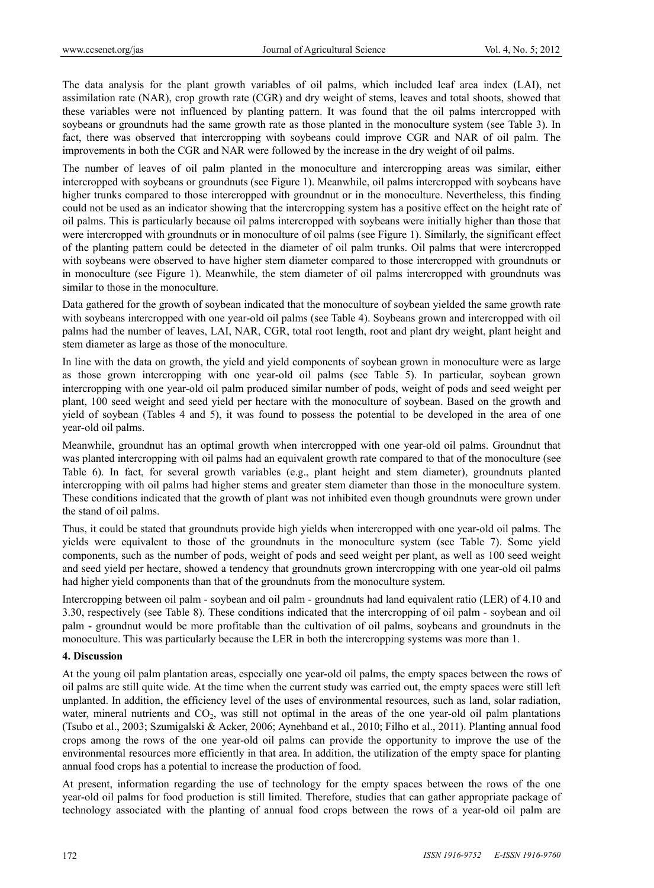The data analysis for the plant growth variables of oil palms, which included leaf area index (LAI), net assimilation rate (NAR), crop growth rate (CGR) and dry weight of stems, leaves and total shoots, showed that these variables were not influenced by planting pattern. It was found that the oil palms intercropped with soybeans or groundnuts had the same growth rate as those planted in the monoculture system (see Table 3). In fact, there was observed that intercropping with soybeans could improve CGR and NAR of oil palm. The improvements in both the CGR and NAR were followed by the increase in the dry weight of oil palms.

The number of leaves of oil palm planted in the monoculture and intercropping areas was similar, either intercropped with soybeans or groundnuts (see Figure 1). Meanwhile, oil palms intercropped with soybeans have higher trunks compared to those intercropped with groundnut or in the monoculture. Nevertheless, this finding could not be used as an indicator showing that the intercropping system has a positive effect on the height rate of oil palms. This is particularly because oil palms intercropped with soybeans were initially higher than those that were intercropped with groundnuts or in monoculture of oil palms (see Figure 1). Similarly, the significant effect of the planting pattern could be detected in the diameter of oil palm trunks. Oil palms that were intercropped with soybeans were observed to have higher stem diameter compared to those intercropped with groundnuts or in monoculture (see Figure 1). Meanwhile, the stem diameter of oil palms intercropped with groundnuts was similar to those in the monoculture.

Data gathered for the growth of soybean indicated that the monoculture of soybean yielded the same growth rate with soybeans intercropped with one year-old oil palms (see Table 4). Soybeans grown and intercropped with oil palms had the number of leaves, LAI, NAR, CGR, total root length, root and plant dry weight, plant height and stem diameter as large as those of the monoculture.

In line with the data on growth, the yield and yield components of soybean grown in monoculture were as large as those grown intercropping with one year-old oil palms (see Table 5). In particular, soybean grown intercropping with one year-old oil palm produced similar number of pods, weight of pods and seed weight per plant, 100 seed weight and seed yield per hectare with the monoculture of soybean. Based on the growth and yield of soybean (Tables 4 and 5), it was found to possess the potential to be developed in the area of one year-old oil palms.

Meanwhile, groundnut has an optimal growth when intercropped with one year-old oil palms. Groundnut that was planted intercropping with oil palms had an equivalent growth rate compared to that of the monoculture (see Table 6). In fact, for several growth variables (e.g., plant height and stem diameter), groundnuts planted intercropping with oil palms had higher stems and greater stem diameter than those in the monoculture system. These conditions indicated that the growth of plant was not inhibited even though groundnuts were grown under the stand of oil palms.

Thus, it could be stated that groundnuts provide high yields when intercropped with one year-old oil palms. The yields were equivalent to those of the groundnuts in the monoculture system (see Table 7). Some yield components, such as the number of pods, weight of pods and seed weight per plant, as well as 100 seed weight and seed yield per hectare, showed a tendency that groundnuts grown intercropping with one year-old oil palms had higher yield components than that of the groundnuts from the monoculture system.

Intercropping between oil palm - soybean and oil palm - groundnuts had land equivalent ratio (LER) of 4.10 and 3.30, respectively (see Table 8). These conditions indicated that the intercropping of oil palm - soybean and oil palm - groundnut would be more profitable than the cultivation of oil palms, soybeans and groundnuts in the monoculture. This was particularly because the LER in both the intercropping systems was more than 1.

## 4. Discussion

At the young oil palm plantation areas, especially one year-old oil palms, the empty spaces between the rows of oil palms are still quite wide. At the time when the current study was carried out, the empty spaces were still left unplanted. In addition, the efficiency level of the uses of environmental resources, such as land, solar radiation, water, mineral nutrients and $CO_2$, was still not optimal in the areas of the one year-old oil palm plantations (Tsubo et al., 2003; Szumigalski & Acker, 2006; Aynehband et al., 2010; Filho et al., 2011). Planting annual food crops among the rows of the one year-old oil palms can provide the opportunity to improve the use of the environmental resources more efficiently in that area. In addition, the utilization of the empty space for planting annual food crops has a potential to increase the production of food.

At present, information regarding the use of technology for the empty spaces between the rows of the one year-old oil palms for food production is still limited. Therefore, studies that can gather appropriate package of technology associated with the planting of annual food crops between the rows of a year-old oil palm are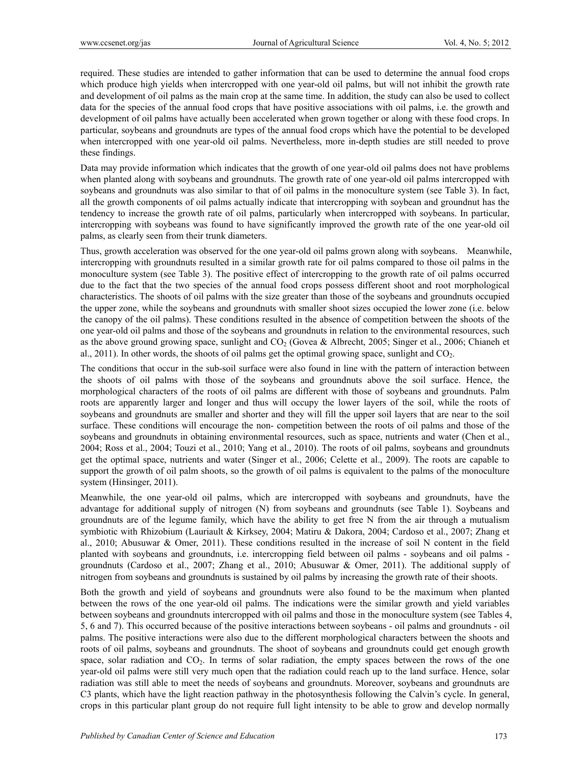required. These studies are intended to gather information that can be used to determine the annual food crops which produce high yields when intercropped with one year-old oil palms, but will not inhibit the growth rate and development of oil palms as the main crop at the same time. In addition, the study can also be used to collect data for the species of the annual food crops that have positive associations with oil palms, i.e. the growth and development of oil palms have actually been accelerated when grown together or along with these food crops. In particular, soybeans and groundnuts are types of the annual food crops which have the potential to be developed when intercropped with one year-old oil palms. Nevertheless, more in-depth studies are still needed to prove these findings.

Data may provide information which indicates that the growth of one year-old oil palms does not have problems when planted along with soybeans and groundnuts. The growth rate of one year-old oil palms intercropped with soybeans and groundnuts was also similar to that of oil palms in the monoculture system (see Table 3). In fact, all the growth components of oil palms actually indicate that intercropping with soybean and groundnut has the tendency to increase the growth rate of oil palms, particularly when intercropped with soybeans. In particular, intercropping with soybeans was found to have significantly improved the growth rate of the one year-old oil palms, as clearly seen from their trunk diameters.

Thus, growth acceleration was observed for the one year-old oil palms grown along with soybeans. Meanwhile, intercropping with groundnuts resulted in a similar growth rate for oil palms compared to those oil palms in the monoculture system (see Table 3). The positive effect of intercropping to the growth rate of oil palms occurred due to the fact that the two species of the annual food crops possess different shoot and root morphological characteristics. The shoots of oil palms with the size greater than those of the soybeans and groundnuts occupied the upper zone, while the soybeans and groundnuts with smaller shoot sizes occupied the lower zone (i.e. below the canopy of the oil palms). These conditions resulted in the absence of competition between the shoots of the one year-old oil palms and those of the soybeans and groundnuts in relation to the environmental resources, such as the above ground growing space, sunlight and $CO_2$ (Govea & Albrecht, 2005; Singer et al., 2006; Chianeh et al., 2011). In other words, the shoots of oil palms get the optimal growing space, sunlight and $CO_2$.

The conditions that occur in the sub-soil surface were also found in line with the pattern of interaction between the shoots of oil palms with those of the soybeans and groundnuts above the soil surface. Hence, the morphological characters of the roots of oil palms are different with those of soybeans and groundnuts. Palm roots are apparently larger and longer and thus will occupy the lower layers of the soil, while the roots of soybeans and groundnuts are smaller and shorter and they will fill the upper soil layers that are near to the soil surface. These conditions will encourage the non- competition between the roots of oil palms and those of the soybeans and groundnuts in obtaining environmental resources, such as space, nutrients and water (Chen et al., 2004; Ross et al., 2004; Touzi et al., 2010; Yang et al., 2010). The roots of oil palms, soybeans and groundnuts get the optimal space, nutrients and water (Singer et al., 2006; Celette et al., 2009). The roots are capable to support the growth of oil palm shoots, so the growth of oil palms is equivalent to the palms of the monoculture system (Hinsinger, 2011).

Meanwhile, the one year-old oil palms, which are intercropped with soybeans and groundnuts, have the advantage for additional supply of nitrogen (N) from soybeans and groundnuts (see Table 1). Soybeans and groundnuts are of the legume family, which have the ability to get free N from the air through a mutualism symbiotic with Rhizobium (Lauriault & Kirksey, 2004; Matiru & Dakora, 2004; Cardoso et al., 2007; Zhang et al., 2010; Abusuwar & Omer, 2011). These conditions resulted in the increase of soil N content in the field planted with soybeans and groundnuts, i.e. intercropping field between oil palms - soybeans and oil palms - groundnuts (Cardoso et al., 2007; Zhang et al., 2010; Abusuwar & Omer, 2011). The additional supply of nitrogen from soybeans and groundnuts is sustained by oil palms by increasing the growth rate of their shoots.

Both the growth and yield of soybeans and groundnuts were also found to be the maximum when planted between the rows of the one year-old oil palms. The indications were the similar growth and yield variables between soybeans and groundnuts intercropped with oil palms and those in the monoculture system (see Tables 4, 5, 6 and 7). This occurred because of the positive interactions between soybeans - oil palms and groundnuts - oil palms. The positive interactions were also due to the different morphological characters between the shoots and roots of oil palms, soybeans and groundnuts. The shoot of soybeans and groundnuts could get enough growth space, solar radiation and $CO_2$. In terms of solar radiation, the empty spaces between the rows of the one year-old oil palms were still very much open that the radiation could reach up to the land surface. Hence, solar radiation was still able to meet the needs of soybeans and groundnuts. Moreover, soybeans and groundnuts are C3 plants, which have the light reaction pathway in the photosynthesis following the Calvin's cycle. In general, crops in this particular plant group do not require full light intensity to be able to grow and develop normally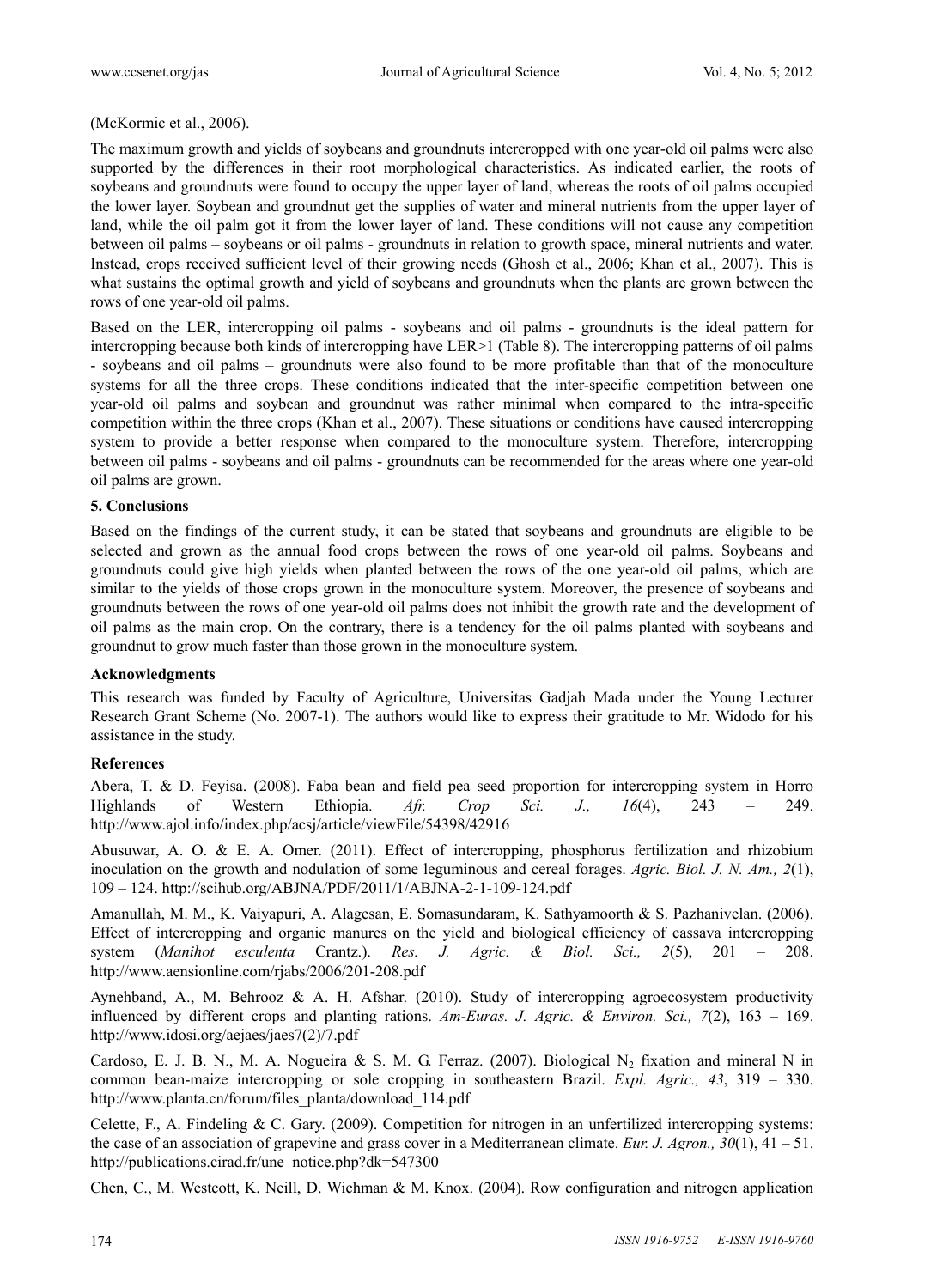(McKormic et al., 2006).

The maximum growth and yields of soybeans and groundnuts intercropped with one year-old oil palms were also supported by the differences in their root morphological characteristics. As indicated earlier, the roots of soybeans and groundnuts were found to occupy the upper layer of land, whereas the roots of oil palms occupied the lower layer. Soybean and groundnut get the supplies of water and mineral nutrients from the upper layer of land, while the oil palm got it from the lower layer of land. These conditions will not cause any competition between oil palms – soybeans or oil palms - groundnuts in relation to growth space, mineral nutrients and water. Instead, crops received sufficient level of their growing needs (Ghosh et al., 2006; Khan et al., 2007). This is what sustains the optimal growth and yield of soybeans and groundnuts when the plants are grown between the rows of one year-old oil palms.

Based on the LER, intercropping oil palms - soybeans and oil palms - groundnuts is the ideal pattern for intercropping because both kinds of intercropping have LER>1 (Table 8). The intercropping patterns of oil palms - soybeans and oil palms – groundnuts were also found to be more profitable than that of the monoculture systems for all the three crops. These conditions indicated that the inter-specific competition between one year-old oil palms and soybean and groundnut was rather minimal when compared to the intra-specific competition within the three crops (Khan et al., 2007). These situations or conditions have caused intercropping system to provide a better response when compared to the monoculture system. Therefore, intercropping between oil palms - soybeans and oil palms - groundnuts can be recommended for the areas where one year-old oil palms are grown.

## 5. Conclusions

Based on the findings of the current study, it can be stated that soybeans and groundnuts are eligible to be selected and grown as the annual food crops between the rows of one year-old oil palms. Soybeans and groundnuts could give high yields when planted between the rows of the one year-old oil palms, which are similar to the yields of those crops grown in the monoculture system. Moreover, the presence of soybeans and groundnuts between the rows of one year-old oil palms does not inhibit the growth rate and the development of oil palms as the main crop. On the contrary, there is a tendency for the oil palms planted with soybeans and groundnut to grow much faster than those grown in the monoculture system.

## Acknowledgments

This research was funded by Faculty of Agriculture, Universitas Gadjah Mada under the Young Lecturer Research Grant Scheme (No. 2007-1). The authors would like to express their gratitude to Mr. Widodo for his assistance in the study.

## References

Abera, T. & D. Feyisa. (2008). Faba bean and field pea seed proportion for intercropping system in Horro Highlands of Western Ethiopia. *Afr. Crop Sci. J., 16*(4), 243 – 249. http://www.ajol.info/index.php/acsj/article/viewFile/54398/42916

Abusuwar, A. O. & E. A. Omer. (2011). Effect of intercropping, phosphorus fertilization and rhizobium inoculation on the growth and nodulation of some leguminous and cereal forages. *Agric. Biol. J. N. Am., 2*(1), 109 – 124. http://scihub.org/ABJNA/PDF/2011/1/ABJNA-2-1-109-124.pdf

Amanullah, M. M., K. Vaiyapuri, A. Alagesan, E. Somasundaram, K. Sathyamoorth & S. Pazhanivelan. (2006). Effect of intercropping and organic manures on the yield and biological efficiency of cassava intercropping system (*Manihot esculenta* Crantz.). *Res. J. Agric. & Biol. Sci., 2*(5), 201 – 208. http://www.aensionline.com/rjabs/2006/201-208.pdf

Aynehband, A., M. Behrooz & A. H. Afshar. (2010). Study of intercropping agroecosystem productivity influenced by different crops and planting rations. *Am-Euras. J. Agric. & Environ. Sci., 7*(2), 163 – 169. http://www.idosi.org/aejaes/jaes7(2)/7.pdf

Cardoso, E. J. B. N., M. A. Nogueira & S. M. G. Ferraz. (2007). Biological $N_2$ fixation and mineral N in common bean-maize intercropping or sole cropping in southeastern Brazil. *Expl. Agric., 43*, 319 – 330. http://www.planta.cn/forum/files_planta/download_114.pdf

Celette, F., A. Findeling & C. Gary. (2009). Competition for nitrogen in an unfertilized intercropping systems: the case of an association of grapevine and grass cover in a Mediterranean climate. *Eur. J. Agron., 30*(1), 41 – 51. http://publications.cirad.fr/une_notice.php?dk=547300

Chen, C., M. Westcott, K. Neill, D. Wichman & M. Knox. (2004). Row configuration and nitrogen application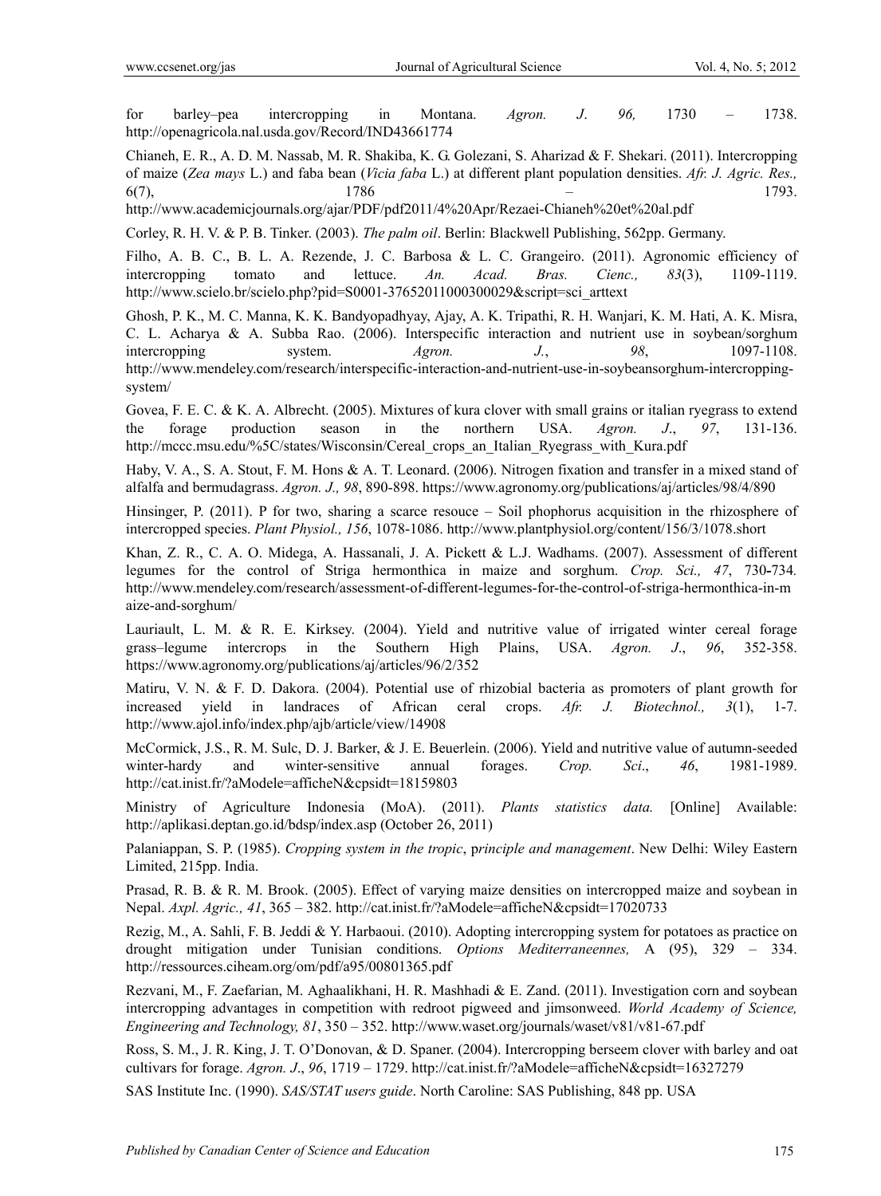for barley–pea intercropping in Montana. *Agron. J*. *96,* 1730 – 1738. http://openagricola.nal.usda.gov/Record/IND43661774

Chianeh, E. R., A. D. M. Nassab, M. R. Shakiba, K. G. Golezani, S. Aharizad & F. Shekari. (2011). Intercropping of maize (*Zea mays* L.) and faba bean (*Vicia faba* L.) at different plant population densities. *Afr. J. Agric. Res.,* 6(7), 1786 – 1793. http://www.academicjournals.org/ajar/PDF/pdf2011/4%20Apr/Rezaei-Chianeh%20et%20al.pdf

Corley, R. H. V. & P. B. Tinker. (2003). *The palm oil*. Berlin: Blackwell Publishing, 562pp. Germany.

Filho, A. B. C., B. L. A. Rezende, J. C. Barbosa & L. C. Grangeiro. (2011). Agronomic efficiency of intercropping tomato and lettuce. *An. Acad. Bras. Cienc., 83*(3), 1109-1119. http://www.scielo.br/scielo.php?pid=S0001-37652011000300029&script=sci_arttext

Ghosh, P. K., M. C. Manna, K. K. Bandyopadhyay, Ajay, A. K. Tripathi, R. H. Wanjari, K. M. Hati, A. K. Misra, C. L. Acharya & A. Subba Rao. (2006). Interspecific interaction and nutrient use in soybean/sorghum intercropping system. *Agron. J.*, *98*, 1097-1108. http://www.mendeley.com/research/interspecific-interaction-and-nutrient-use-in-soybeansorghum-intercropping-system/

Govea, F. E. C. & K. A. Albrecht. (2005). Mixtures of kura clover with small grains or italian ryegrass to extend the forage production season in the northern USA. *Agron. J*., *97*, 131-136. http://mccc.msu.edu/%5C/states/Wisconsin/Cereal_crops_an_Italian_Ryegrass_with_Kura.pdf

Haby, V. A., S. A. Stout, F. M. Hons & A. T. Leonard. (2006). Nitrogen fixation and transfer in a mixed stand of alfalfa and bermudagrass. *Agron. J., 98*, 890-898. https://www.agronomy.org/publications/aj/articles/98/4/890

Hinsinger, P. (2011). P for two, sharing a scarce resouce – Soil phophorus acquisition in the rhizosphere of intercropped species. *Plant Physiol., 156*, 1078-1086. http://www.plantphysiol.org/content/156/3/1078.short

Khan, Z. R., C. A. O. Midega, A. Hassanali, J. A. Pickett & L.J. Wadhams. (2007). Assessment of different legumes for the control of Striga hermonthica in maize and sorghum. *Crop. Sci., 47*, 730-734. http://www.mendeley.com/research/assessment-of-different-legumes-for-the-control-of-striga-hermonthica-in-maize-and-sorghum/

Lauriault, L. M. & R. E. Kirksey. (2004). Yield and nutritive value of irrigated winter cereal forage grass–legume intercrops in the Southern High Plains, USA. *Agron. J*., *96*, 352-358. https://www.agronomy.org/publications/aj/articles/96/2/352

Matiru, V. N. & F. D. Dakora. (2004). Potential use of rhizobial bacteria as promoters of plant growth for increased yield in landraces of African ceral crops. *Afr. J. Biotechnol., 3*(1), 1-7. http://www.ajol.info/index.php/ajb/article/view/14908

McCormick, J.S., R. M. Sulc, D. J. Barker, & J. E. Beuerlein. (2006). Yield and nutritive value of autumn-seeded winter-hardy and winter-sensitive annual forages. *Crop. Sci*., *46*, 1981-1989. http://cat.inist.fr/?aModele=afficheN&cpsidt=18159803

Ministry of Agriculture Indonesia (MoA). (2011). *Plants statistics data.* [Online] Available: http://aplikasi.deptan.go.id/bdsp/index.asp (October 26, 2011)

Palaniappan, S. P. (1985). *Cropping system in the tropic*, p*rinciple and management*. New Delhi: Wiley Eastern Limited, 215pp. India.

Prasad, R. B. & R. M. Brook. (2005). Effect of varying maize densities on intercropped maize and soybean in Nepal. *Axpl. Agric., 41*, 365 – 382. http://cat.inist.fr/?aModele=afficheN&cpsidt=17020733

Rezig, M., A. Sahli, F. B. Jeddi & Y. Harbaoui. (2010). Adopting intercropping system for potatoes as practice on drought mitigation under Tunisian conditions. *Options Mediterraneennes,* A (95), 329 – 334. http://ressources.ciheam.org/om/pdf/a95/00801365.pdf

Rezvani, M., F. Zaefarian, M. Aghaalikhani, H. R. Mashhadi & E. Zand. (2011). Investigation corn and soybean intercropping advantages in competition with redroot pigweed and jimsonweed. *World Academy of Science, Engineering and Technology, 81*, 350 – 352. http://www.waset.org/journals/waset/v81/v81-67.pdf

Ross, S. M., J. R. King, J. T. O'Donovan, & D. Spaner. (2004). Intercropping berseem clover with barley and oat cultivars for forage. *Agron. J*., *96*, 1719 – 1729. http://cat.inist.fr/?aModele=afficheN&cpsidt=16327279

SAS Institute Inc. (1990). *SAS/STAT users guide*. North Caroline: SAS Publishing, 848 pp. USA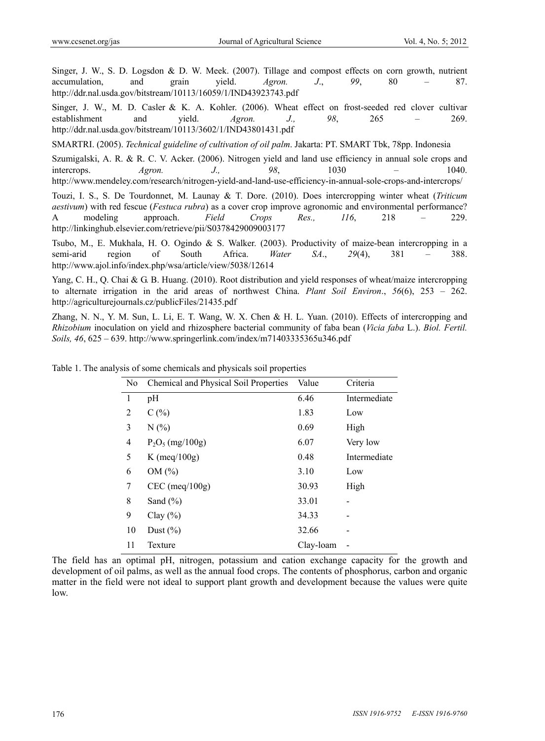Singer, J. W., S. D. Logsdon & D. W. Meek. (2007). Tillage and compost effects on corn growth, nutrient accumulation, and grain yield. *Agron. J*., *99*, 80 – 87. http://ddr.nal.usda.gov/bitstream/10113/16059/1/IND43923743.pdf

Singer, J. W., M. D. Casler & K. A. Kohler. (2006). Wheat effect on frost-seeded red clover cultivar establishment and yield. *Agron. J., 98*, 265 – 269. http://ddr.nal.usda.gov/bitstream/10113/3602/1/IND43801431.pdf

SMARTRI. (2005). *Technical guideline of cultivation of oil palm*. Jakarta: PT. SMART Tbk, 78pp. Indonesia

Szumigalski, A. R. & R. C. V. Acker. (2006). Nitrogen yield and land use efficiency in annual sole crops and intercrops. *Agron. J., 98*, 1030 – 1040. http://www.mendeley.com/research/nitrogen-yield-and-land-use-efficiency-in-annual-sole-crops-and-intercrops/

Touzi, I. S., S. De Tourdonnet, M. Launay & T. Dore. (2010). Does intercropping winter wheat (*Triticum aestivum*) with red fescue (*Festuca rubra*) as a cover crop improve agronomic and environmental performance? A modeling approach. *Field Crops Res., 116*, 218 – 229. http://linkinghub.elsevier.com/retrieve/pii/S0378429009003177

Tsubo, M., E. Mukhala, H. O. Ogindo & S. Walker. (2003). Productivity of maize-bean intercropping in a semi-arid region of South Africa. *Water SA*., *29*(4), 381 – 388. http://www.ajol.info/index.php/wsa/article/view/5038/12614

Yang, C. H., Q. Chai & G. B. Huang. (2010). Root distribution and yield responses of wheat/maize intercropping to alternate irrigation in the arid areas of northwest China. *Plant Soil Environ*., *56*(6), 253 – 262. http://agriculturejournals.cz/publicFiles/21435.pdf

Zhang, N. N., Y. M. Sun, L. Li, E. T. Wang, W. X. Chen & H. L. Yuan. (2010). Effects of intercropping and *Rhizobium* inoculation on yield and rhizosphere bacterial community of faba bean (*Vicia faba* L.). *Biol. Fertil. Soils, 46*, 625 – 639. http://www.springerlink.com/index/m71403335365u346.pdf

Table 1. The analysis of some chemicals and physicals soil properties

| No | Chemical and Physical Soil Properties | Value | Criteria |
|---|---|---|---|
| 1 | pH | 6.46 | Intermediate |
| 2 | C (%) | 1.83 | Low |
| 3 | N (%) | 0.69 | High |
| 4 | $P_2O_5$ (mg/100g) | 6.07 | Very low |
| 5 | K (meq/100g) | 0.48 | Intermediate |
| 6 | OM (%) | 3.10 | Low |
| 7 | CEC (meq/100g) | 30.93 | High |
| 8 | Sand (%) | 33.01 | - |
| 9 | Clay (%) | 34.33 | - |
| 10 | Dust (%) | 32.66 | - |
| 11 | Texture | Clay-loam | - |

The field has an optimal pH, nitrogen, potassium and cation exchange capacity for the growth and development of oil palms, as well as the annual food crops. The contents of phosphorus, carbon and organic matter in the field were not ideal to support plant growth and development because the values were quite low.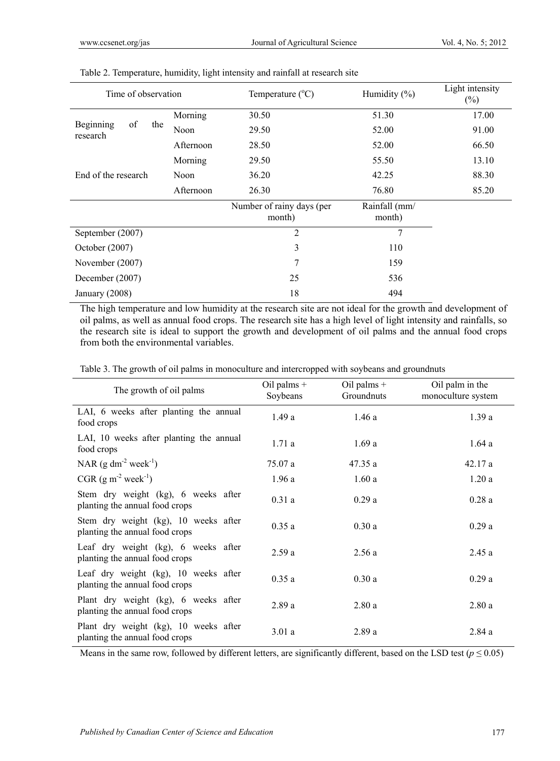Table 2. Temperature, humidity, light intensity and rainfall at research site

| Time of observation | | Temperature (°C) | Humidity (%) | Light intensity (%) |
|---|---|---|---|---|
| Beginning of the research | Morning | 30.50 | 51.30 | 17.00 |
| | Noon | 29.50 | 52.00 | 91.00 |
| | Afternoon | 28.50 | 52.00 | 66.50 |
| End of the research | Morning | 29.50 | 55.50 | 13.10 |
| | Noon | 36.20 | 42.25 | 88.30 |
| | Afternoon | 26.30 | 76.80 | 85.20 |
| | | Number of rainy days (per month) | Rainfall (mm/ month) | |
| September (2007) | | 2 | 7 | |
| October (2007) | | 3 | 110 | |
| November (2007) | | 7 | 159 | |
| December (2007) | | 25 | 536 | |
| January (2008) | | 18 | 494 | |

The high temperature and low humidity at the research site are not ideal for the growth and development of oil palms, as well as annual food crops. The research site has a high level of light intensity and rainfalls, so the research site is ideal to support the growth and development of oil palms and the annual food crops from both the environmental variables.

Table 3. The growth of oil palms in monoculture and intercropped with soybeans and groundnuts

| The growth of oil palms | Oil palms + Soybeans | Oil palms + Groundnuts | Oil palm in the monoculture system |
|---|---|---|---|
| LAI, 6 weeks after planting the annual food crops | 1.49 a | 1.46 a | 1.39 a |
| LAI, 10 weeks after planting the annual food crops | 1.71 a | 1.69 a | 1.64 a |
| NAR (g $dm^{-2}$ $week^{-1}$) | 75.07 a | 47.35 a | 42.17 a |
| CGR (g $m^{-2}$ $week^{-1}$) | 1.96 a | 1.60 a | 1.20 a |
| Stem dry weight (kg), 6 weeks after planting the annual food crops | 0.31 a | 0.29 a | 0.28 a |
| Stem dry weight (kg), 10 weeks after planting the annual food crops | 0.35 a | 0.30 a | 0.29 a |
| Leaf dry weight (kg), 6 weeks after planting the annual food crops | 2.59 a | 2.56 a | 2.45 a |
| Leaf dry weight (kg), 10 weeks after planting the annual food crops | 0.35 a | 0.30 a | 0.29 a |
| Plant dry weight (kg), 6 weeks after planting the annual food crops | 2.89 a | 2.80 a | 2.80 a |
| Plant dry weight (kg), 10 weeks after planting the annual food crops | 3.01 a | 2.89 a | 2.84 a |

Means in the same row, followed by different letters, are significantly different, based on the LSD test ($p \leq 0.05$)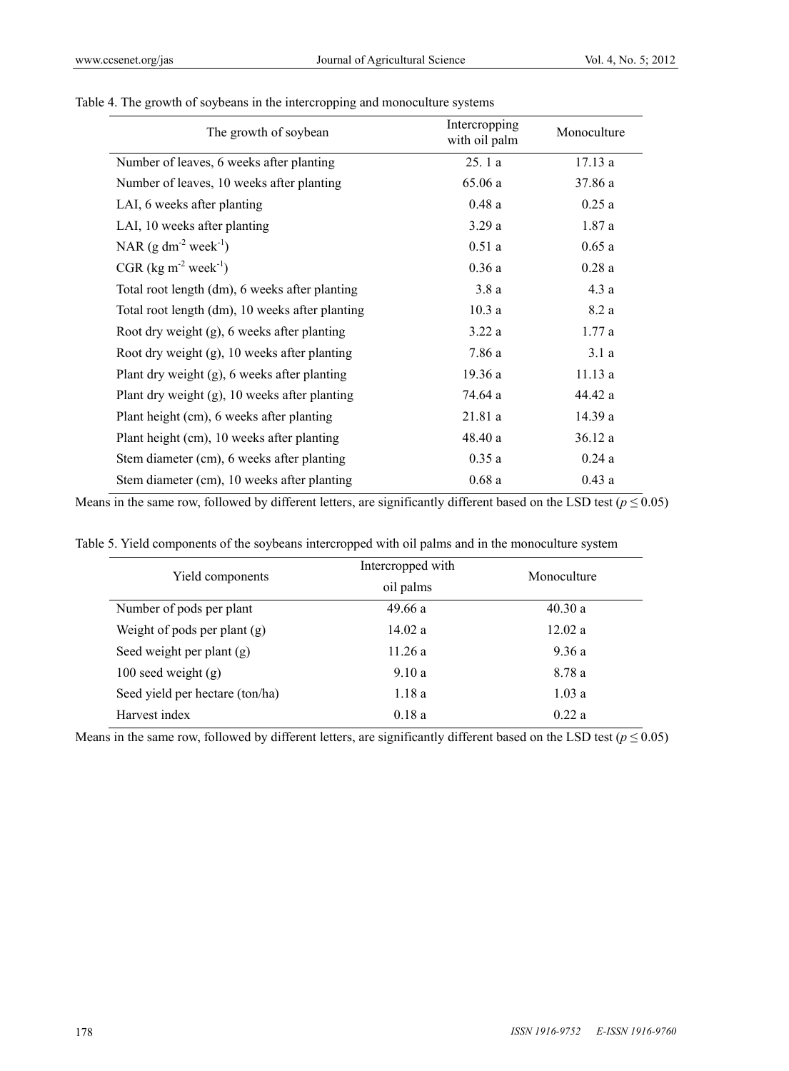Table 4. The growth of soybeans in the intercropping and monoculture systems

| The growth of soybean | Intercropping with oil palm | Monoculture |
|---|---|---|
| Number of leaves, 6 weeks after planting | 25. 1 a | 17.13 a |
| Number of leaves, 10 weeks after planting | 65.06 a | 37.86 a |
| LAI, 6 weeks after planting | 0.48 a | 0.25 a |
| LAI, 10 weeks after planting | 3.29 a | 1.87 a |
| NAR (g $dm^{-2}$ $week^{-1}$) | 0.51 a | 0.65 a |
| CGR (kg $m^{-2}$ $week^{-1}$) | 0.36 a | 0.28 a |
| Total root length (dm), 6 weeks after planting | 3.8 a | 4.3 a |
| Total root length (dm), 10 weeks after planting | 10.3 a | 8.2 a |
| Root dry weight (g), 6 weeks after planting | 3.22 a | 1.77 a |
| Root dry weight (g), 10 weeks after planting | 7.86 a | 3.1 a |
| Plant dry weight (g), 6 weeks after planting | 19.36 a | 11.13 a |
| Plant dry weight (g), 10 weeks after planting | 74.64 a | 44.42 a |
| Plant height (cm), 6 weeks after planting | 21.81 a | 14.39 a |
| Plant height (cm), 10 weeks after planting | 48.40 a | 36.12 a |
| Stem diameter (cm), 6 weeks after planting | 0.35 a | 0.24 a |
| Stem diameter (cm), 10 weeks after planting | 0.68 a | 0.43 a |

Means in the same row, followed by different letters, are significantly different based on the LSD test ($p \leq 0.05$)

Table 5. Yield components of the soybeans intercropped with oil palms and in the monoculture system

| Yield components | Intercropped with oil palms | Monoculture |
|---|---|---|
| Number of pods per plant | 49.66 a | 40.30 a |
| Weight of pods per plant (g) | 14.02 a | 12.02 a |
| Seed weight per plant (g) | 11.26 a | 9.36 a |
| 100 seed weight (g) | 9.10 a | 8.78 a |
| Seed yield per hectare (ton/ha) | 1.18 a | 1.03 a |
| Harvest index | 0.18 a | 0.22 a |

Means in the same row, followed by different letters, are significantly different based on the LSD test ($p \leq 0.05$)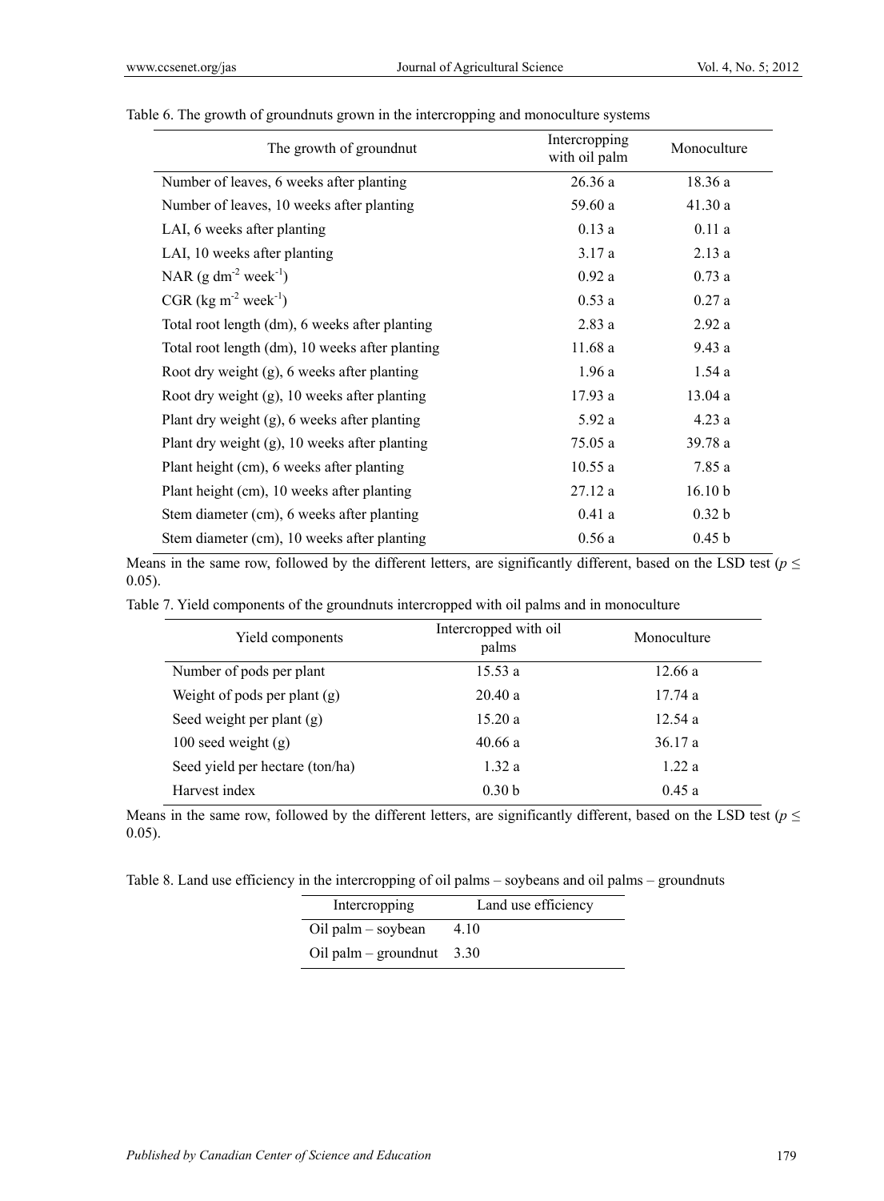Table 6. The growth of groundnuts grown in the intercropping and monoculture systems

| The growth of groundnut | Intercropping with oil palm | Monoculture |
|---|---|---|
| Number of leaves, 6 weeks after planting | 26.36 a | 18.36 a |
| Number of leaves, 10 weeks after planting | 59.60 a | 41.30 a |
| LAI, 6 weeks after planting | 0.13 a | 0.11 a |
| LAI, 10 weeks after planting | 3.17 a | 2.13 a |
| NAR (g $dm^{-2}$ $week^{-1}$) | 0.92 a | 0.73 a |
| CGR (kg $m^{-2}$ $week^{-1}$) | 0.53 a | 0.27 a |
| Total root length (dm), 6 weeks after planting | 2.83 a | 2.92 a |
| Total root length (dm), 10 weeks after planting | 11.68 a | 9.43 a |
| Root dry weight (g), 6 weeks after planting | 1.96 a | 1.54 a |
| Root dry weight (g), 10 weeks after planting | 17.93 a | 13.04 a |
| Plant dry weight (g), 6 weeks after planting | 5.92 a | 4.23 a |
| Plant dry weight (g), 10 weeks after planting | 75.05 a | 39.78 a |
| Plant height (cm), 6 weeks after planting | 10.55 a | 7.85 a |
| Plant height (cm), 10 weeks after planting | 27.12 a | 16.10 b |
| Stem diameter (cm), 6 weeks after planting | 0.41 a | 0.32 b |
| Stem diameter (cm), 10 weeks after planting | 0.56 a | 0.45 b |

Means in the same row, followed by the different letters, are significantly different, based on the LSD test ($p \leq 0.05$).

Table 7. Yield components of the groundnuts intercropped with oil palms and in monoculture

| Yield components | Intercropped with oil palms | Monoculture |
|---|---|---|
| Number of pods per plant | 15.53 a | 12.66 a |
| Weight of pods per plant (g) | 20.40 a | 17.74 a |
| Seed weight per plant (g) | 15.20 a | 12.54 a |
| 100 seed weight (g) | 40.66 a | 36.17 a |
| Seed yield per hectare (ton/ha) | 1.32 a | 1.22 a |
| Harvest index | 0.30 b | 0.45 a |

Means in the same row, followed by the different letters, are significantly different, based on the LSD test ($p \leq 0.05$).

Table 8. Land use efficiency in the intercropping of oil palms – soybeans and oil palms – groundnuts

| Intercropping | Land use efficiency |
|---|---|
| Oil palm – soybean | 4.10 |
| Oil palm – groundnut | 3.30 |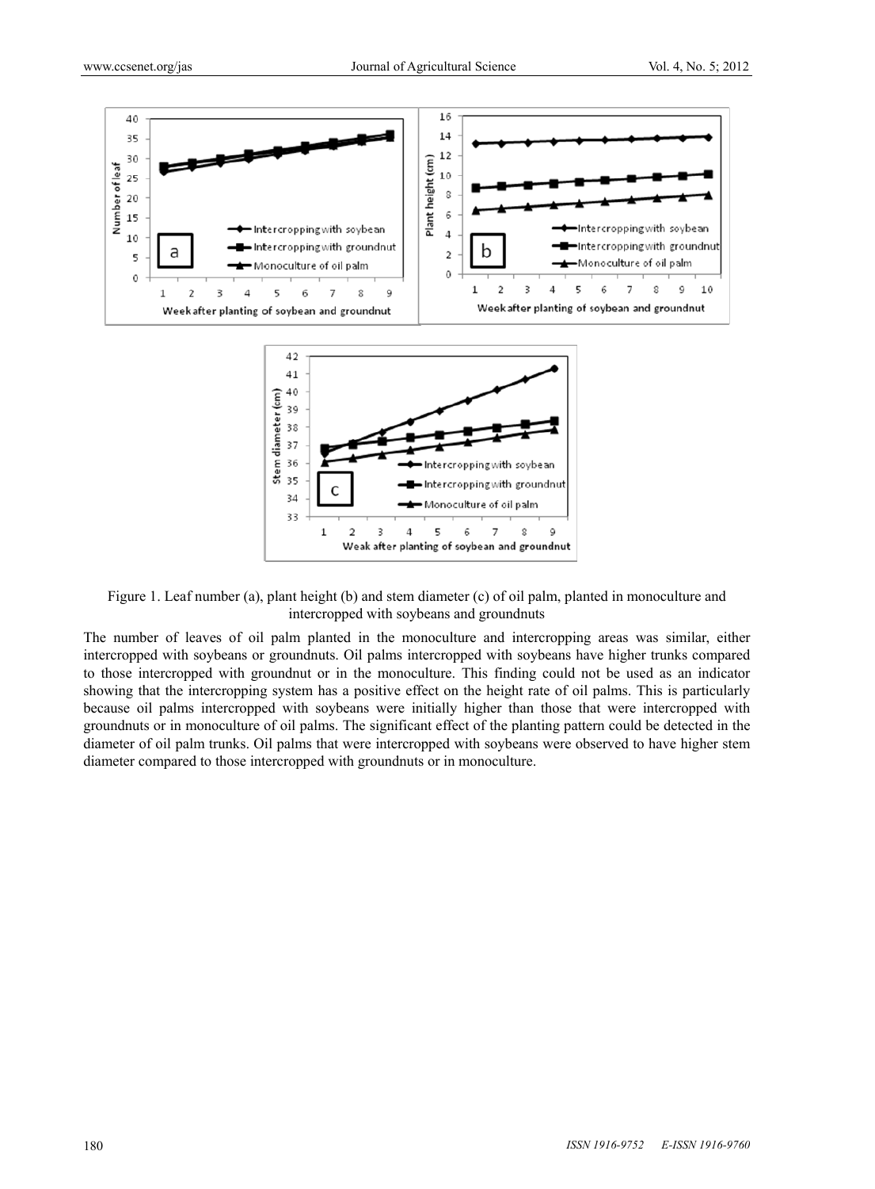40
35
30
25
20
15
10
5
0

Number of leaf

1 2 3 4 5 6 7 8 9

Week after planting of soybean and groundnut

Intercropping with soybean
Intercropping with groundnut
Monoculture of oil palm

a

16
14
12
10
8
6
4
2
0

Plant height (cm)

1 2 3 4 5 6 7 8 9 10

Week after planting of soybean and groundnut

Intercropping with soybean
Intercropping with groundnut
Monoculture of oil palm

b

42
41
40
39
38
37
36
35
34
33

Stem diameter (cm)

1 2 3 4 5 6 7 8 9

Weak after planting of soybean and groundnut

Intercropping with soybean
Intercropping with groundnut
Monoculture of oil palm

c

Figure 1. Leaf number (a), plant height (b) and stem diameter (c) of oil palm, planted in monoculture and intercropped with soybeans and groundnuts

The number of leaves of oil palm planted in the monoculture and intercropping areas was similar, either intercropped with soybeans or groundnuts. Oil palms intercropped with soybeans have higher trunks compared to those intercropped with groundnut or in the monoculture. This finding could not be used as an indicator showing that the intercropping system has a positive effect on the height rate of oil palms. This is particularly because oil palms intercropped with soybeans were initially higher than those that were intercropped with groundnuts or in monoculture of oil palms. The significant effect of the planting pattern could be detected in the diameter of oil palm trunks. Oil palms that were intercropped with soybeans were observed to have higher stem diameter compared to those intercropped with groundnuts or in monoculture.